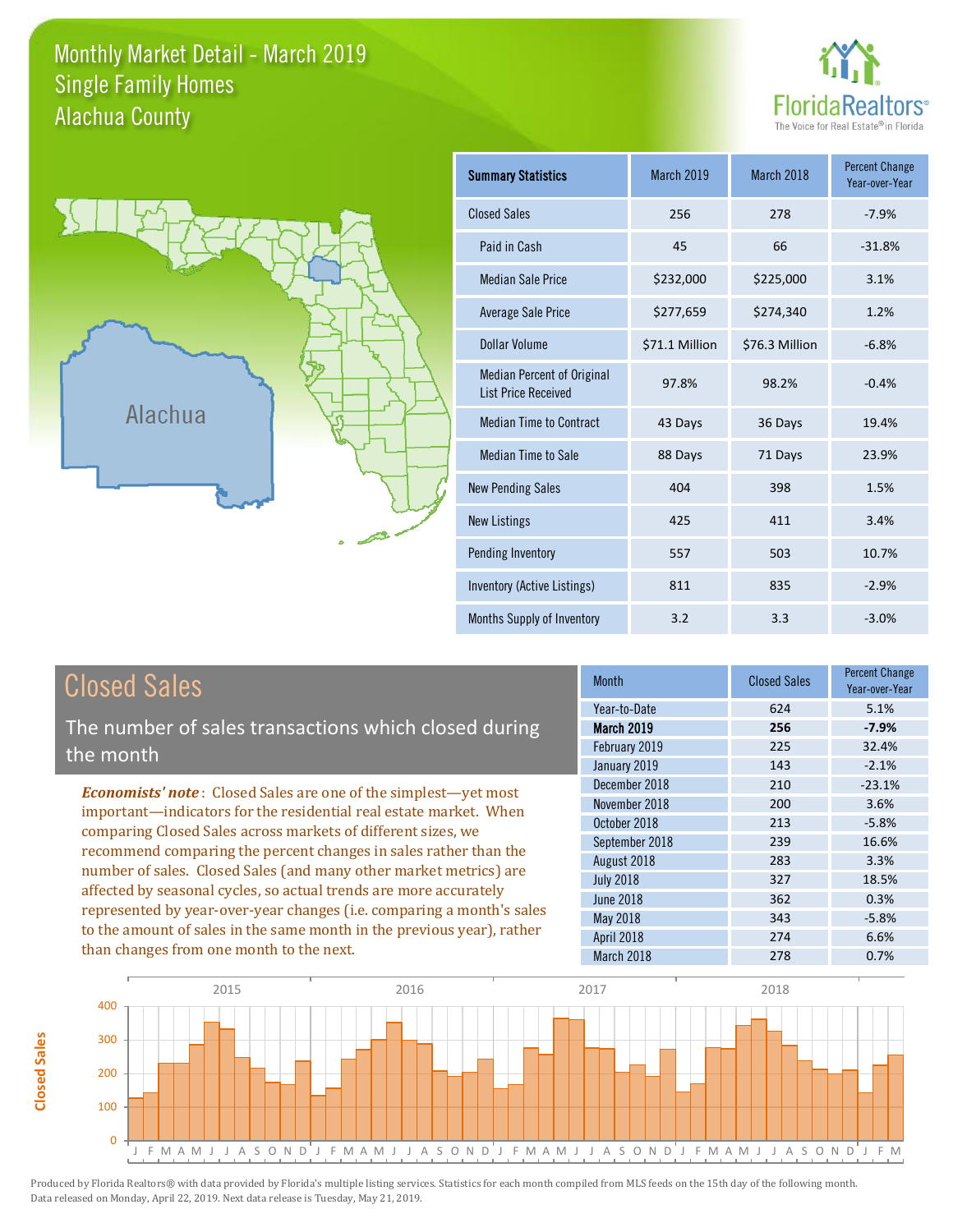# Monthly Market Detail - March 2019
## Single Family Homes
## Alachua County

FloridaRealtors®
The Voice for Real Estate® in Florida

Alachua

| Summary Statistics | March 2019 | March 2018 | Percent Change Year-over-Year |
|---|---|---|---|
| Closed Sales | 256 | 278 | -7.9% |
| Paid in Cash | 45 | 66 | -31.8% |
| Median Sale Price | $232,000 | $225,000 | 3.1% |
| Average Sale Price | $277,659 | $274,340 | 1.2% |
| Dollar Volume | $71.1 Million | $76.3 Million | -6.8% |
| Median Percent of Original List Price Received | 97.8% | 98.2% | -0.4% |
| Median Time to Contract | 43 Days | 36 Days | 19.4% |
| Median Time to Sale | 88 Days | 71 Days | 23.9% |
| New Pending Sales | 404 | 398 | 1.5% |
| New Listings | 425 | 411 | 3.4% |
| Pending Inventory | 557 | 503 | 10.7% |
| Inventory (Active Listings) | 811 | 835 | -2.9% |
| Months Supply of Inventory | 3.2 | 3.3 | -3.0% |

## Closed Sales

The number of sales transactions which closed during the month

*Economists' note*: Closed Sales are one of the simplest—yet most important—indicators for the residential real estate market. When comparing Closed Sales across markets of different sizes, we recommend comparing the percent changes in sales rather than the number of sales. Closed Sales (and many other market metrics) are affected by seasonal cycles, so actual trends are more accurately represented by year-over-year changes (i.e. comparing a month's sales to the amount of sales in the same month in the previous year), rather than changes from one month to the next.

| Month | Closed Sales | Percent Change Year-over-Year |
|---|---|---|
| Year-to-Date | 624 | 5.1% |
| **March 2019** | **256** | **-7.9%** |
| February 2019 | 225 | 32.4% |
| January 2019 | 143 | -2.1% |
| December 2018 | 210 | -23.1% |
| November 2018 | 200 | 3.6% |
| October 2018 | 213 | -5.8% |
| September 2018 | 239 | 16.6% |
| August 2018 | 283 | 3.3% |
| July 2018 | 327 | 18.5% |
| June 2018 | 362 | 0.3% |
| May 2018 | 343 | -5.8% |
| April 2018 | 274 | 6.6% |
| March 2018 | 278 | 0.7% |

Produced by Florida Realtors® with data provided by Florida's multiple listing services. Statistics for each month compiled from MLS feeds on the 15th day of the following month. Data released on Monday, April 22, 2019. Next data release is Tuesday, May 21, 2019.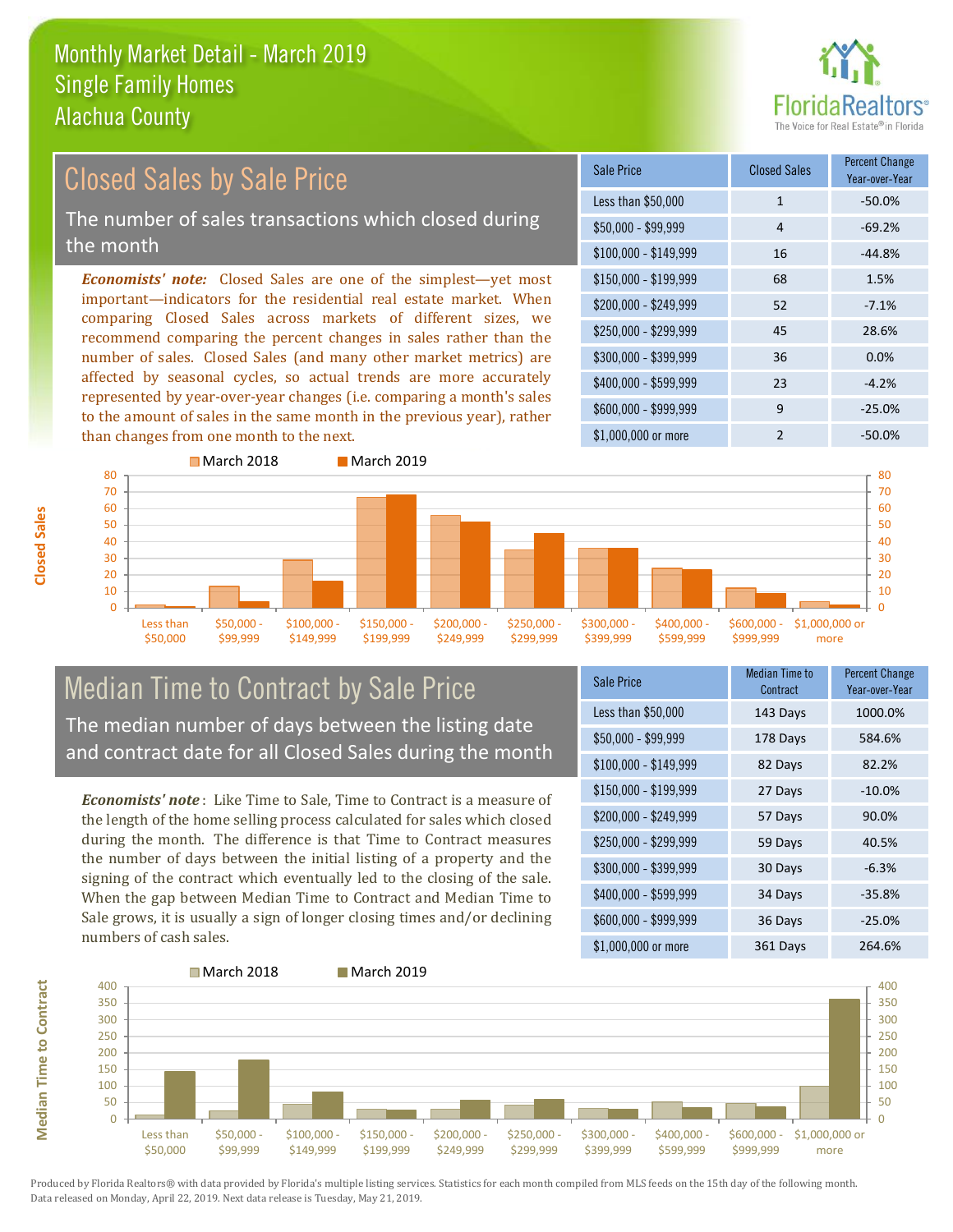# Monthly Market Detail - March 2019
## Single Family Homes
## Alachua County

## Closed Sales by Sale Price

The number of sales transactions which closed during the month

***Economists' note:*** Closed Sales are one of the simplest—yet most important—indicators for the residential real estate market. When comparing Closed Sales across markets of different sizes, we recommend comparing the percent changes in sales rather than the number of sales. Closed Sales (and many other market metrics) are affected by seasonal cycles, so actual trends are more accurately represented by year-over-year changes (i.e. comparing a month's sales to the amount of sales in the same month in the previous year), rather than changes from one month to the next.

| Sale Price | Closed Sales | Percent Change Year-over-Year |
|---|---|---|
| Less than $50,000 | 1 | -50.0% |
| $50,000 - $99,999 | 4 | -69.2% |
| $100,000 - $149,999 | 16 | -44.8% |
| $150,000 - $199,999 | 68 | 1.5% |
| $200,000 - $249,999 | 52 | -7.1% |
| $250,000 - $299,999 | 45 | 28.6% |
| $300,000 - $399,999 | 36 | 0.0% |
| $400,000 - $599,999 | 23 | -4.2% |
| $600,000 - $999,999 | 9 | -25.0% |
| $1,000,000 or more | 2 | -50.0% |

## Median Time to Contract by Sale Price

The median number of days between the listing date and contract date for all Closed Sales during the month

***Economists' note*** : Like Time to Sale, Time to Contract is a measure of the length of the home selling process calculated for sales which closed during the month. The difference is that Time to Contract measures the number of days between the initial listing of a property and the signing of the contract which eventually led to the closing of the sale. When the gap between Median Time to Contract and Median Time to Sale grows, it is usually a sign of longer closing times and/or declining numbers of cash sales.

| Sale Price | Median Time to Contract | Percent Change Year-over-Year |
|---|---|---|
| Less than $50,000 | 143 Days | 1000.0% |
| $50,000 - $99,999 | 178 Days | 584.6% |
| $100,000 - $149,999 | 82 Days | 82.2% |
| $150,000 - $199,999 | 27 Days | -10.0% |
| $200,000 - $249,999 | 57 Days | 90.0% |
| $250,000 - $299,999 | 59 Days | 40.5% |
| $300,000 - $399,999 | 30 Days | -6.3% |
| $400,000 - $599,999 | 34 Days | -35.8% |
| $600,000 - $999,999 | 36 Days | -25.0% |
| $1,000,000 or more | 361 Days | 264.6% |

Produced by Florida Realtors® with data provided by Florida's multiple listing services. Statistics for each month compiled from MLS feeds on the 15th day of the following month. Data released on Monday, April 22, 2019. Next data release is Tuesday, May 21, 2019.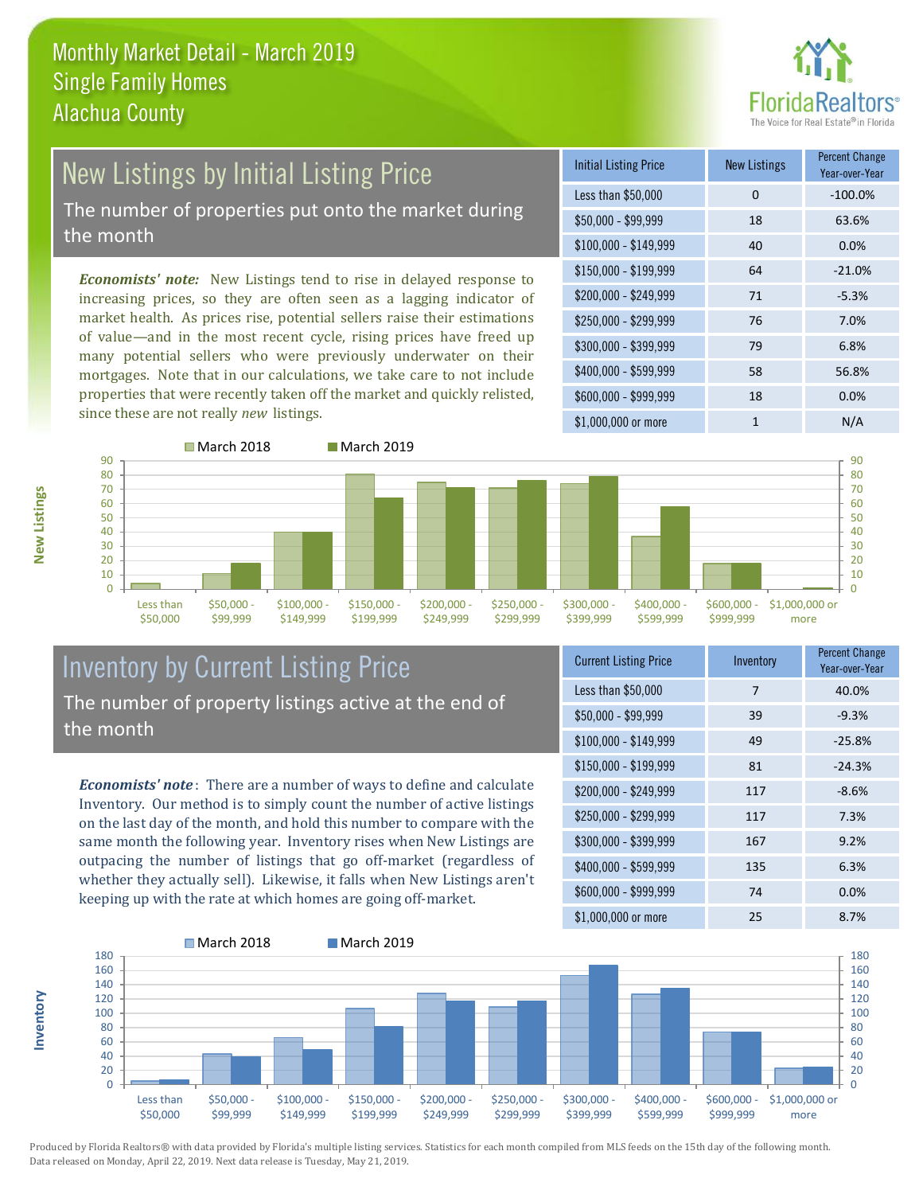# Monthly Market Detail - March 2019
## Single Family Homes
## Alachua County

## New Listings by Initial Listing Price

The number of properties put onto the market during the month

*Economists' note:* New Listings tend to rise in delayed response to increasing prices, so they are often seen as a lagging indicator of market health. As prices rise, potential sellers raise their estimations of value—and in the most recent cycle, rising prices have freed up many potential sellers who were previously underwater on their mortgages. Note that in our calculations, we take care to not include properties that were recently taken off the market and quickly relisted, since these are not really *new* listings.

| Initial Listing Price | New Listings | Percent Change Year-over-Year |
|---|---|---|
| Less than $50,000 | 0 | -100.0% |
| $50,000 - $99,999 | 18 | 63.6% |
| $100,000 - $149,999 | 40 | 0.0% |
| $150,000 - $199,999 | 64 | -21.0% |
| $200,000 - $249,999 | 71 | -5.3% |
| $250,000 - $299,999 | 76 | 7.0% |
| $300,000 - $399,999 | 79 | 6.8% |
| $400,000 - $599,999 | 58 | 56.8% |
| $600,000 - $999,999 | 18 | 0.0% |
| $1,000,000 or more | 1 | N/A |

## Inventory by Current Listing Price

The number of property listings active at the end of the month

*Economists' note*: There are a number of ways to define and calculate Inventory. Our method is to simply count the number of active listings on the last day of the month, and hold this number to compare with the same month the following year. Inventory rises when New Listings are outpacing the number of listings that go off-market (regardless of whether they actually sell). Likewise, it falls when New Listings aren't keeping up with the rate at which homes are going off-market.

| Current Listing Price | Inventory | Percent Change Year-over-Year |
|---|---|---|
| Less than $50,000 | 7 | 40.0% |
| $50,000 - $99,999 | 39 | -9.3% |
| $100,000 - $149,999 | 49 | -25.8% |
| $150,000 - $199,999 | 81 | -24.3% |
| $200,000 - $249,999 | 117 | -8.6% |
| $250,000 - $299,999 | 117 | 7.3% |
| $300,000 - $399,999 | 167 | 9.2% |
| $400,000 - $599,999 | 135 | 6.3% |
| $600,000 - $999,999 | 74 | 0.0% |
| $1,000,000 or more | 25 | 8.7% |

Produced by Florida Realtors® with data provided by Florida's multiple listing services. Statistics for each month compiled from MLS feeds on the 15th day of the following month. Data released on Monday, April 22, 2019. Next data release is Tuesday, May 21, 2019.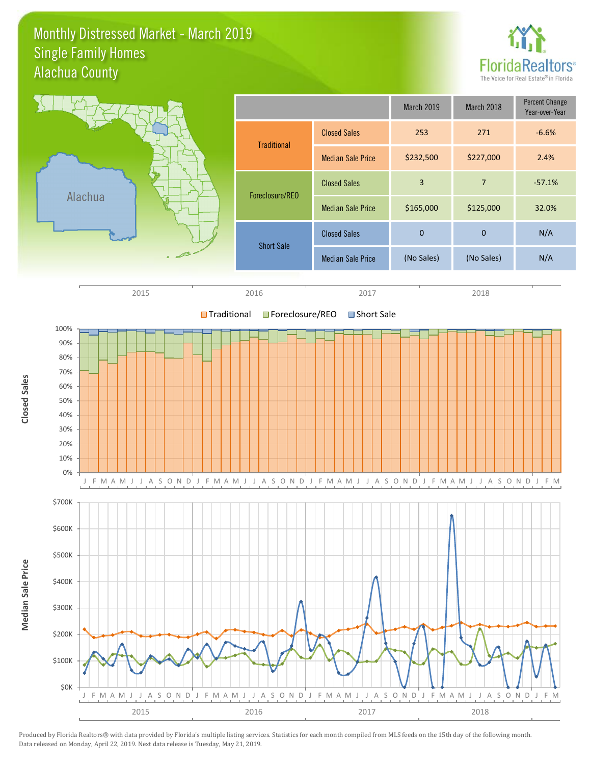# Monthly Distressed Market - March 2019
## Single Family Homes
## Alachua County

FloridaRealtors®
The Voice for Real Estate® in Florida

| | | March 2019 | March 2018 | Percent Change Year-over-Year |
|---|---|---|---|---|
| Traditional | Closed Sales | 253 | 271 | -6.6% |
| | Median Sale Price | $232,500 | $227,000 | 2.4% |
| Foreclosure/REO | Closed Sales | 3 | 7 | -57.1% |
| | Median Sale Price | $165,000 | $125,000 | 32.0% |
| Short Sale | Closed Sales | 0 | 0 | N/A |
| | Median Sale Price | (No Sales) | (No Sales) | N/A |

Produced by Florida Realtors® with data provided by Florida's multiple listing services. Statistics for each month compiled from MLS feeds on the 15th day of the following month. Data released on Monday, April 22, 2019. Next data release is Tuesday, May 21, 2019.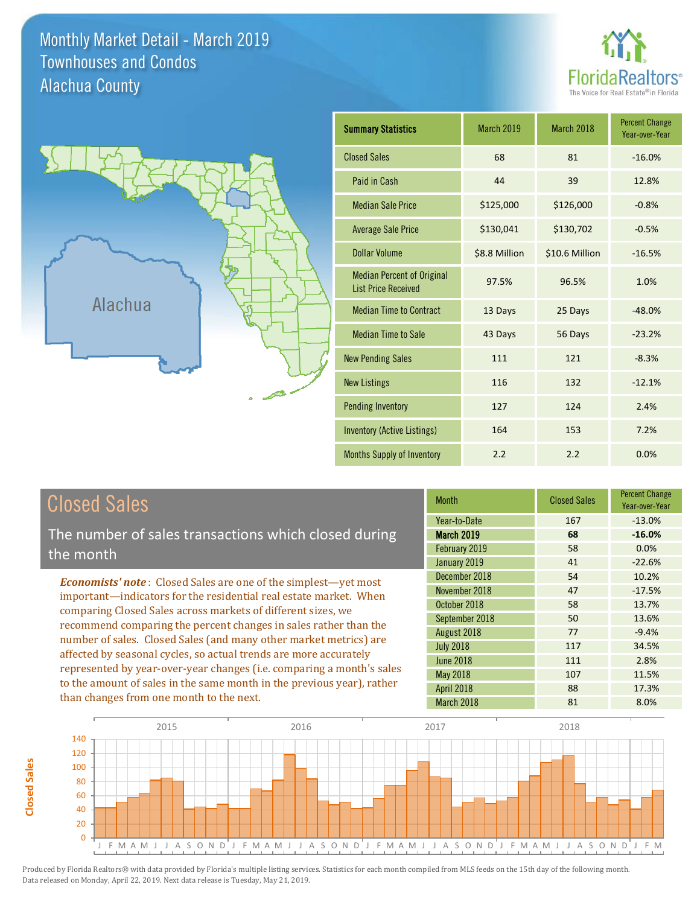# Monthly Market Detail - March 2019
## Townhouses and Condos
## Alachua County

| Summary Statistics | March 2019 | March 2018 | Percent Change Year-over-Year |
| --- | --- | --- | --- |
| Closed Sales | 68 | 81 | -16.0% |
| Paid in Cash | 44 | 39 | 12.8% |
| Median Sale Price | $125,000 | $126,000 | -0.8% |
| Average Sale Price | $130,041 | $130,702 | -0.5% |
| Dollar Volume | $8.8 Million | $10.6 Million | -16.5% |
| Median Percent of Original List Price Received | 97.5% | 96.5% | 1.0% |
| Median Time to Contract | 13 Days | 25 Days | -48.0% |
| Median Time to Sale | 43 Days | 56 Days | -23.2% |
| New Pending Sales | 111 | 121 | -8.3% |
| New Listings | 116 | 132 | -12.1% |
| Pending Inventory | 127 | 124 | 2.4% |
| Inventory (Active Listings) | 164 | 153 | 7.2% |
| Months Supply of Inventory | 2.2 | 2.2 | 0.0% |

## Closed Sales

The number of sales transactions which closed during the month

*Economists' note*: Closed Sales are one of the simplest—yet most important—indicators for the residential real estate market. When comparing Closed Sales across markets of different sizes, we recommend comparing the percent changes in sales rather than the number of sales. Closed Sales (and many other market metrics) are affected by seasonal cycles, so actual trends are more accurately represented by year-over-year changes (i.e. comparing a month's sales to the amount of sales in the same month in the previous year), rather than changes from one month to the next.

| Month | Closed Sales | Percent Change Year-over-Year |
| --- | --- | --- |
| Year-to-Date | 167 | -13.0% |
| **March 2019** | **68** | **-16.0%** |
| February 2019 | 58 | 0.0% |
| January 2019 | 41 | -22.6% |
| December 2018 | 54 | 10.2% |
| November 2018 | 47 | -17.5% |
| October 2018 | 58 | 13.7% |
| September 2018 | 50 | 13.6% |
| August 2018 | 77 | -9.4% |
| July 2018 | 117 | 34.5% |
| June 2018 | 111 | 2.8% |
| May 2018 | 107 | 11.5% |
| April 2018 | 88 | 17.3% |
| March 2018 | 81 | 8.0% |

Produced by Florida Realtors® with data provided by Florida's multiple listing services. Statistics for each month compiled from MLS feeds on the 15th day of the following month. Data released on Monday, April 22, 2019. Next data release is Tuesday, May 21, 2019.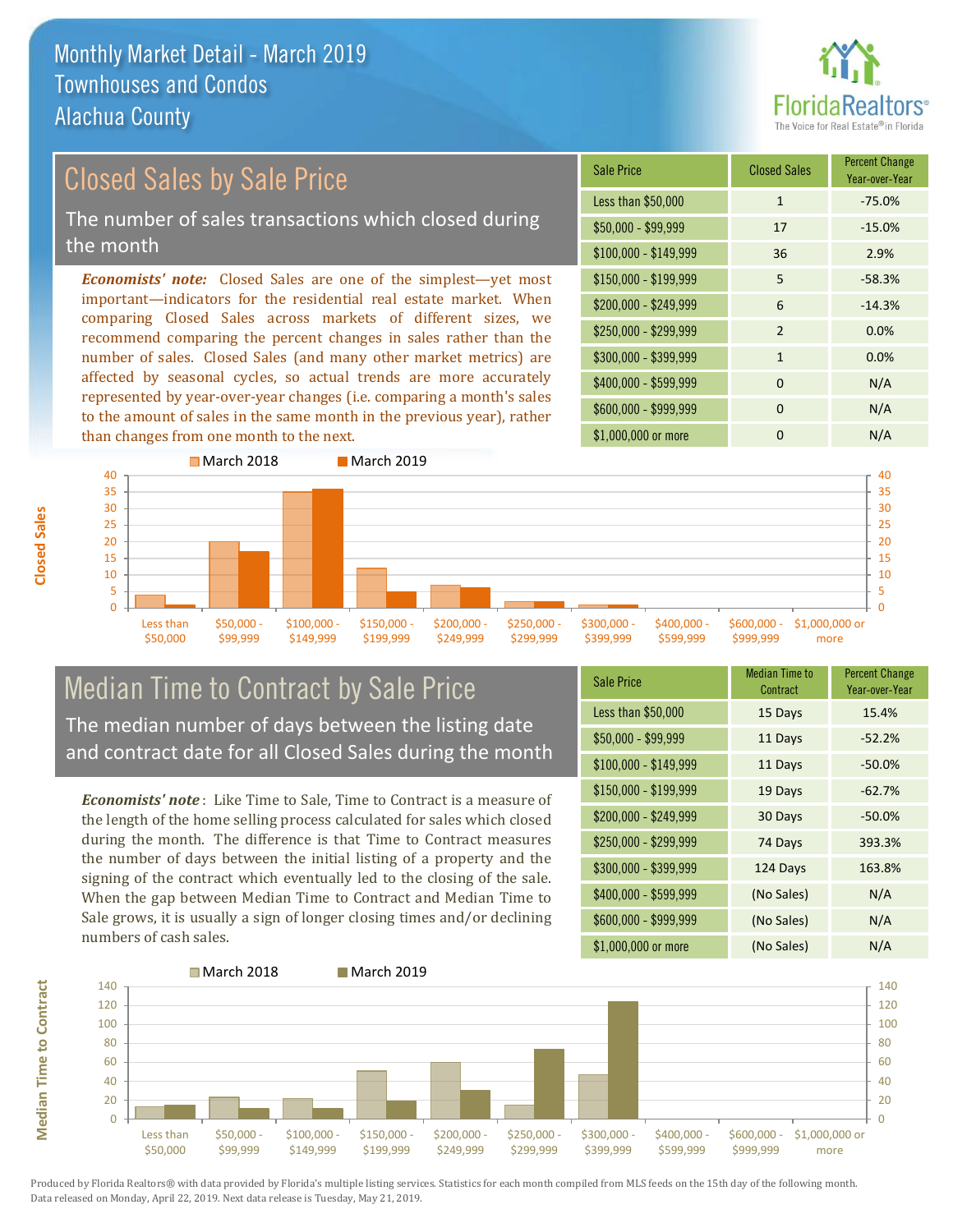# Monthly Market Detail - March 2019
## Townhouses and Condos
## Alachua County

## Closed Sales by Sale Price

The number of sales transactions which closed during the month

*Economists' note:* Closed Sales are one of the simplest—yet most important—indicators for the residential real estate market. When comparing Closed Sales across markets of different sizes, we recommend comparing the percent changes in sales rather than the number of sales. Closed Sales (and many other market metrics) are affected by seasonal cycles, so actual trends are more accurately represented by year-over-year changes (i.e. comparing a month's sales to the amount of sales in the same month in the previous year), rather than changes from one month to the next.

| Sale Price | Closed Sales | Percent Change Year-over-Year |
|---|---|---|
| Less than $50,000 | 1 | -75.0% |
| $50,000 - $99,999 | 17 | -15.0% |
| $100,000 - $149,999 | 36 | 2.9% |
| $150,000 - $199,999 | 5 | -58.3% |
| $200,000 - $249,999 | 6 | -14.3% |
| $250,000 - $299,999 | 2 | 0.0% |
| $300,000 - $399,999 | 1 | 0.0% |
| $400,000 - $599,999 | 0 | N/A |
| $600,000 - $999,999 | 0 | N/A |
| $1,000,000 or more | 0 | N/A |

## Median Time to Contract by Sale Price

The median number of days between the listing date and contract date for all Closed Sales during the month

*Economists' note*: Like Time to Sale, Time to Contract is a measure of the length of the home selling process calculated for sales which closed during the month. The difference is that Time to Contract measures the number of days between the initial listing of a property and the signing of the contract which eventually led to the closing of the sale. When the gap between Median Time to Contract and Median Time to Sale grows, it is usually a sign of longer closing times and/or declining numbers of cash sales.

| Sale Price | Median Time to Contract | Percent Change Year-over-Year |
|---|---|---|
| Less than $50,000 | 15 Days | 15.4% |
| $50,000 - $99,999 | 11 Days | -52.2% |
| $100,000 - $149,999 | 11 Days | -50.0% |
| $150,000 - $199,999 | 19 Days | -62.7% |
| $200,000 - $249,999 | 30 Days | -50.0% |
| $250,000 - $299,999 | 74 Days | 393.3% |
| $300,000 - $399,999 | 124 Days | 163.8% |
| $400,000 - $599,999 | (No Sales) | N/A |
| $600,000 - $999,999 | (No Sales) | N/A |
| $1,000,000 or more | (No Sales) | N/A |

Produced by Florida Realtors® with data provided by Florida's multiple listing services. Statistics for each month compiled from MLS feeds on the 15th day of the following month. Data released on Monday, April 22, 2019. Next data release is Tuesday, May 21, 2019.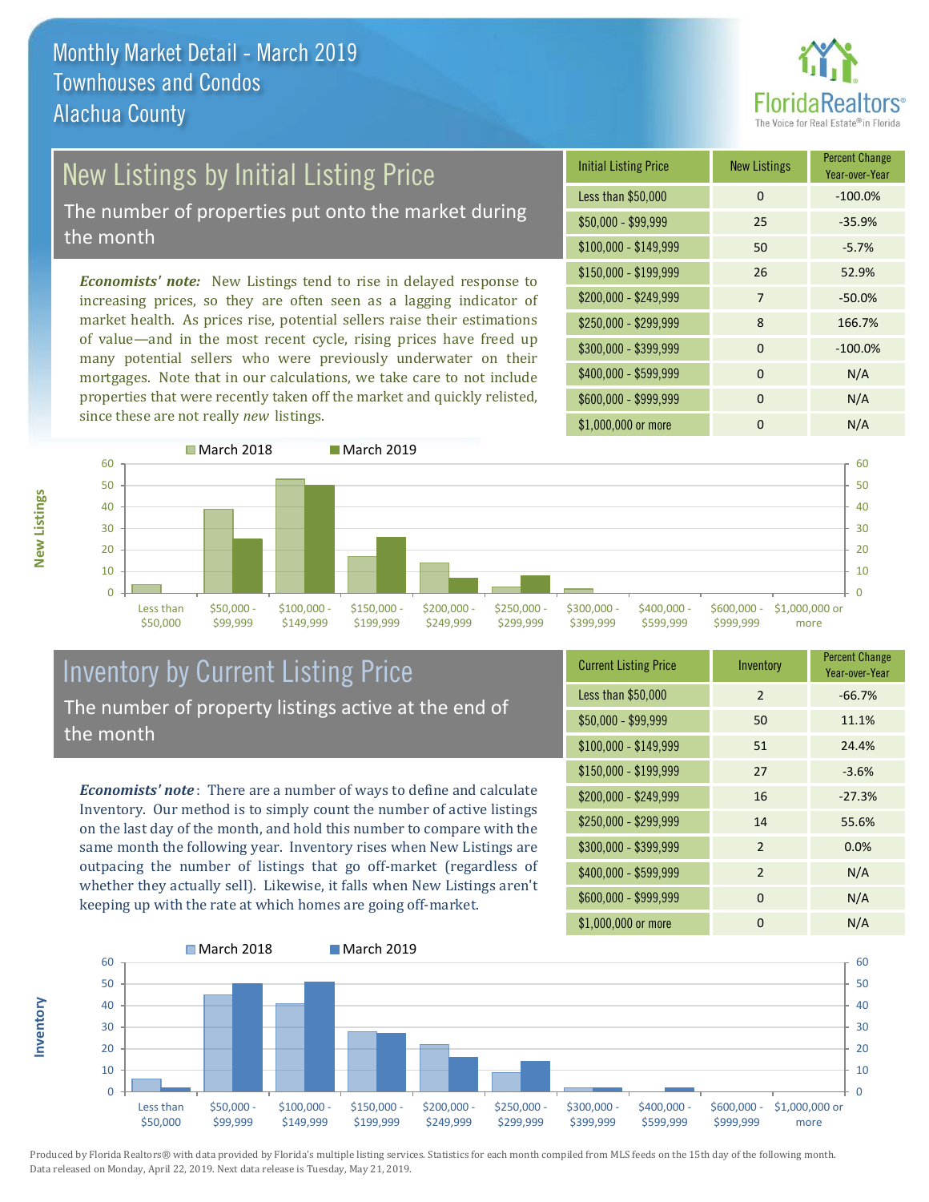# Monthly Market Detail - March 2019
## Townhouses and Condos
## Alachua County

## New Listings by Initial Listing Price

The number of properties put onto the market during the month

***Economists' note:*** New Listings tend to rise in delayed response to increasing prices, so they are often seen as a lagging indicator of market health. As prices rise, potential sellers raise their estimations of value—and in the most recent cycle, rising prices have freed up many potential sellers who were previously underwater on their mortgages. Note that in our calculations, we take care to not include properties that were recently taken off the market and quickly relisted, since these are not really *new* listings.

| Initial Listing Price | New Listings | Percent Change Year-over-Year |
|---|---|---|
| Less than $50,000 | 0 | -100.0% |
| $50,000 - $99,999 | 25 | -35.9% |
| $100,000 - $149,999 | 50 | -5.7% |
| $150,000 - $199,999 | 26 | 52.9% |
| $200,000 - $249,999 | 7 | -50.0% |
| $250,000 - $299,999 | 8 | 166.7% |
| $300,000 - $399,999 | 0 | -100.0% |
| $400,000 - $599,999 | 0 | N/A |
| $600,000 - $999,999 | 0 | N/A |
| $1,000,000 or more | 0 | N/A |

## Inventory by Current Listing Price

The number of property listings active at the end of the month

***Economists' note***: There are a number of ways to define and calculate Inventory. Our method is to simply count the number of active listings on the last day of the month, and hold this number to compare with the same month the following year. Inventory rises when New Listings are outpacing the number of listings that go off-market (regardless of whether they actually sell). Likewise, it falls when New Listings aren't keeping up with the rate at which homes are going off-market.

| Current Listing Price | Inventory | Percent Change Year-over-Year |
|---|---|---|
| Less than $50,000 | 2 | -66.7% |
| $50,000 - $99,999 | 50 | 11.1% |
| $100,000 - $149,999 | 51 | 24.4% |
| $150,000 - $199,999 | 27 | -3.6% |
| $200,000 - $249,999 | 16 | -27.3% |
| $250,000 - $299,999 | 14 | 55.6% |
| $300,000 - $399,999 | 2 | 0.0% |
| $400,000 - $599,999 | 2 | N/A |
| $600,000 - $999,999 | 0 | N/A |
| $1,000,000 or more | 0 | N/A |

Produced by Florida Realtors® with data provided by Florida's multiple listing services. Statistics for each month compiled from MLS feeds on the 15th day of the following month. Data released on Monday, April 22, 2019. Next data release is Tuesday, May 21, 2019.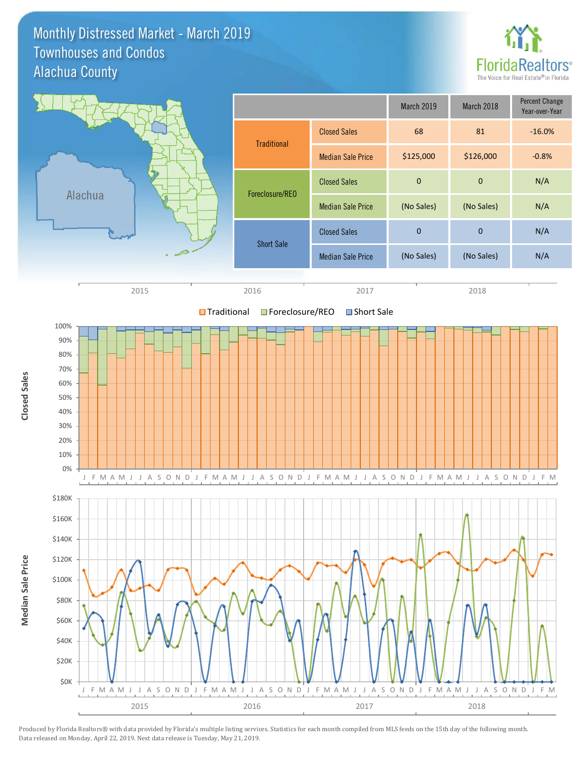# Monthly Distressed Market - March 2019
## Townhouses and Condos
## Alachua County

| | | March 2019 | March 2018 | Percent Change Year-over-Year |
|---|---|---|---|---|
| Traditional | Closed Sales | 68 | 81 | -16.0% |
| | Median Sale Price | $125,000 | $126,000 | -0.8% |
| Foreclosure/REO | Closed Sales | 0 | 0 | N/A |
| | Median Sale Price | (No Sales) | (No Sales) | N/A |
| Short Sale | Closed Sales | 0 | 0 | N/A |
| | Median Sale Price | (No Sales) | (No Sales) | N/A |

Produced by Florida Realtors® with data provided by Florida's multiple listing services. Statistics for each month compiled from MLS feeds on the 15th day of the following month. Data released on Monday, April 22, 2019. Next data release is Tuesday, May 21, 2019.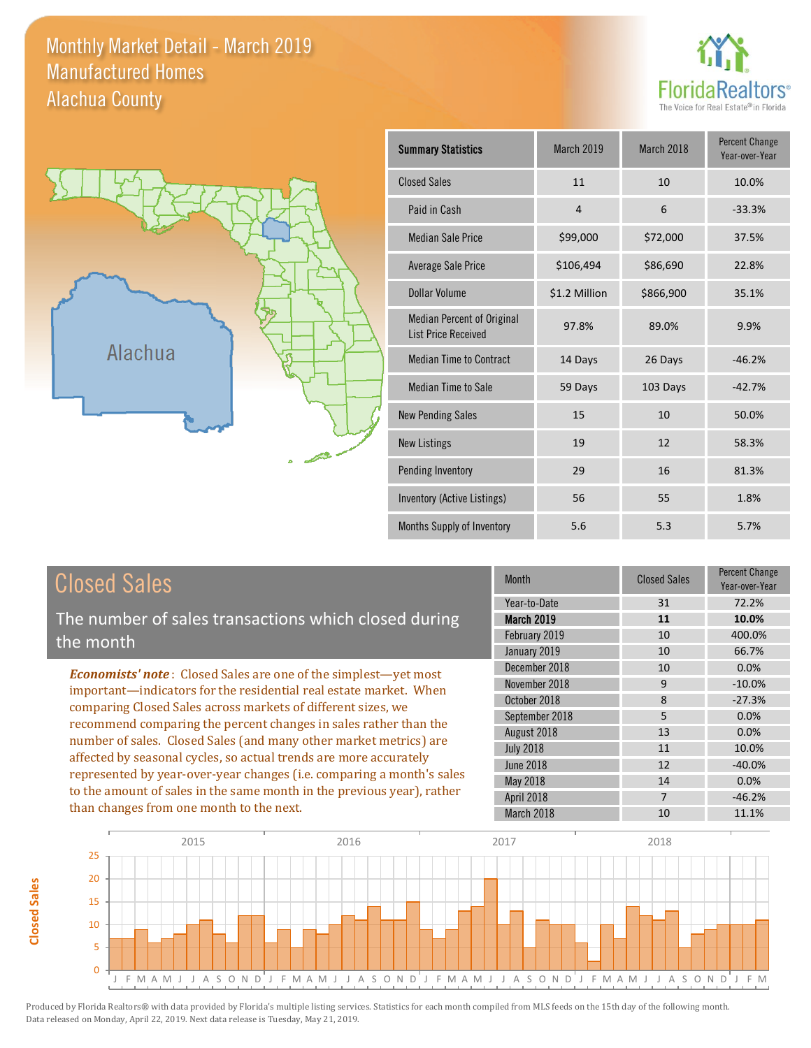# Monthly Market Detail - March 2019
## Manufactured Homes
## Alachua County

Alachua

| Summary Statistics | March 2019 | March 2018 | Percent Change Year-over-Year |
|---|---|---|---|
| Closed Sales | 11 | 10 | 10.0% |
| Paid in Cash | 4 | 6 | -33.3% |
| Median Sale Price | $99,000 | $72,000 | 37.5% |
| Average Sale Price | $106,494 | $86,690 | 22.8% |
| Dollar Volume | $1.2 Million | $866,900 | 35.1% |
| Median Percent of Original List Price Received | 97.8% | 89.0% | 9.9% |
| Median Time to Contract | 14 Days | 26 Days | -46.2% |
| Median Time to Sale | 59 Days | 103 Days | -42.7% |
| New Pending Sales | 15 | 10 | 50.0% |
| New Listings | 19 | 12 | 58.3% |
| Pending Inventory | 29 | 16 | 81.3% |
| Inventory (Active Listings) | 56 | 55 | 1.8% |
| Months Supply of Inventory | 5.6 | 5.3 | 5.7% |

## Closed Sales

The number of sales transactions which closed during the month

***Economists' note***: Closed Sales are one of the simplest—yet most important—indicators for the residential real estate market. When comparing Closed Sales across markets of different sizes, we recommend comparing the percent changes in sales rather than the number of sales. Closed Sales (and many other market metrics) are affected by seasonal cycles, so actual trends are more accurately represented by year-over-year changes (i.e. comparing a month's sales to the amount of sales in the same month in the previous year), rather than changes from one month to the next.

| Month | Closed Sales | Percent Change Year-over-Year |
|---|---|---|
| Year-to-Date | 31 | 72.2% |
| **March 2019** | **11** | **10.0%** |
| February 2019 | 10 | 400.0% |
| January 2019 | 10 | 66.7% |
| December 2018 | 10 | 0.0% |
| November 2018 | 9 | -10.0% |
| October 2018 | 8 | -27.3% |
| September 2018 | 5 | 0.0% |
| August 2018 | 13 | 0.0% |
| July 2018 | 11 | 10.0% |
| June 2018 | 12 | -40.0% |
| May 2018 | 14 | 0.0% |
| April 2018 | 7 | -46.2% |
| March 2018 | 10 | 11.1% |

Produced by Florida Realtors® with data provided by Florida's multiple listing services. Statistics for each month compiled from MLS feeds on the 15th day of the following month. Data released on Monday, April 22, 2019. Next data release is Tuesday, May 21, 2019.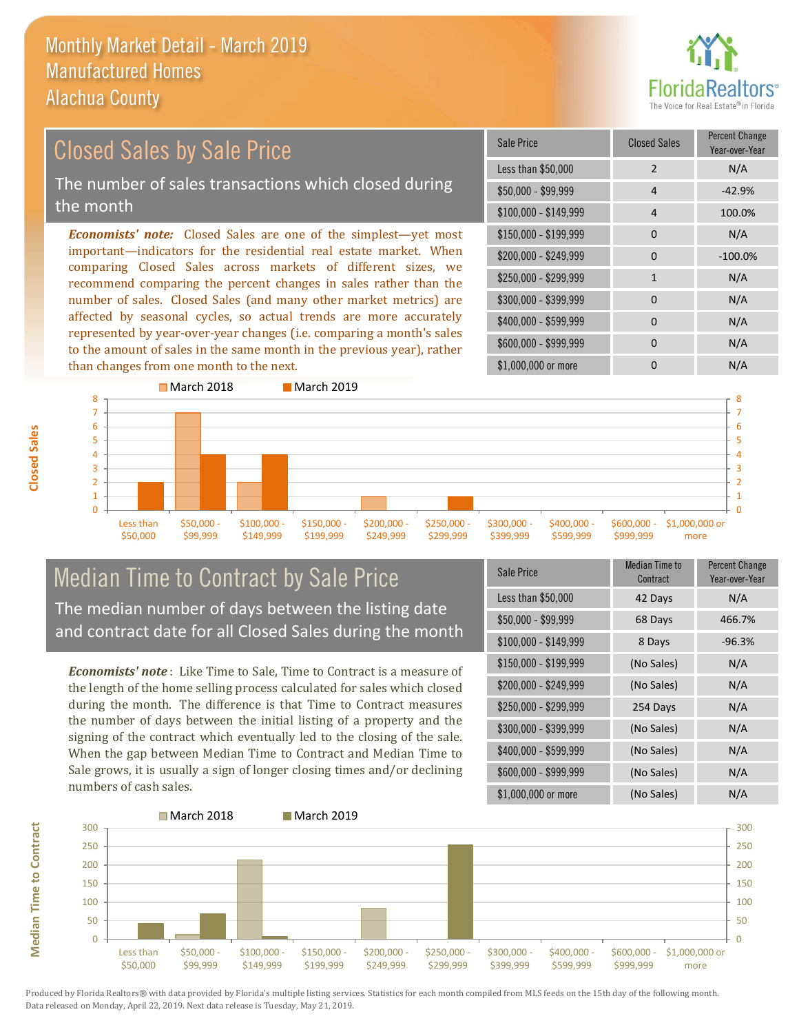# Monthly Market Detail - March 2019
## Manufactured Homes
## Alachua County

## Closed Sales by Sale Price

The number of sales transactions which closed during the month

*Economists' note:* Closed Sales are one of the simplest—yet most important—indicators for the residential real estate market. When comparing Closed Sales across markets of different sizes, we recommend comparing the percent changes in sales rather than the number of sales. Closed Sales (and many other market metrics) are affected by seasonal cycles, so actual trends are more accurately represented by year-over-year changes (i.e. comparing a month's sales to the amount of sales in the same month in the previous year), rather than changes from one month to the next.

| Sale Price | Closed Sales | Percent Change Year-over-Year |
|---|---|---|
| Less than $50,000 | 2 | N/A |
| $50,000 - $99,999 | 4 | -42.9% |
| $100,000 - $149,999 | 4 | 100.0% |
| $150,000 - $199,999 | 0 | N/A |
| $200,000 - $249,999 | 0 | -100.0% |
| $250,000 - $299,999 | 1 | N/A |
| $300,000 - $399,999 | 0 | N/A |
| $400,000 - $599,999 | 0 | N/A |
| $600,000 - $999,999 | 0 | N/A |
| $1,000,000 or more | 0 | N/A |

## Median Time to Contract by Sale Price

The median number of days between the listing date and contract date for all Closed Sales during the month

*Economists' note*: Like Time to Sale, Time to Contract is a measure of the length of the home selling process calculated for sales which closed during the month. The difference is that Time to Contract measures the number of days between the initial listing of a property and the signing of the contract which eventually led to the closing of the sale. When the gap between Median Time to Contract and Median Time to Sale grows, it is usually a sign of longer closing times and/or declining numbers of cash sales.

| Sale Price | Median Time to Contract | Percent Change Year-over-Year |
|---|---|---|
| Less than $50,000 | 42 Days | N/A |
| $50,000 - $99,999 | 68 Days | 466.7% |
| $100,000 - $149,999 | 8 Days | -96.3% |
| $150,000 - $199,999 | (No Sales) | N/A |
| $200,000 - $249,999 | (No Sales) | N/A |
| $250,000 - $299,999 | 254 Days | N/A |
| $300,000 - $399,999 | (No Sales) | N/A |
| $400,000 - $599,999 | (No Sales) | N/A |
| $600,000 - $999,999 | (No Sales) | N/A |
| $1,000,000 or more | (No Sales) | N/A |

Produced by Florida Realtors® with data provided by Florida's multiple listing services. Statistics for each month compiled from MLS feeds on the 15th day of the following month. Data released on Monday, April 22, 2019. Next data release is Tuesday, May 21, 2019.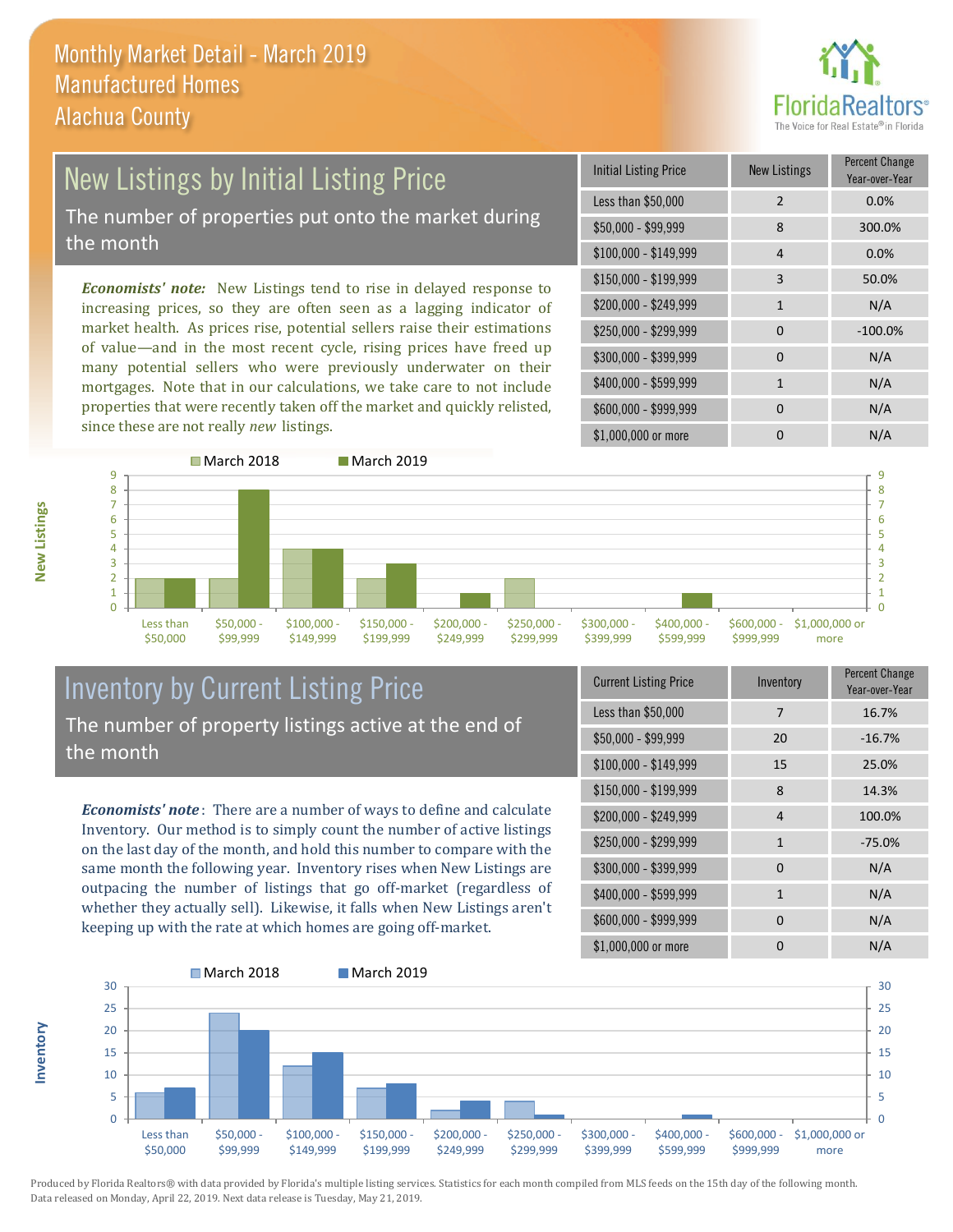# Monthly Market Detail - March 2019
## Manufactured Homes
## Alachua County

## New Listings by Initial Listing Price

The number of properties put onto the market during the month

*Economists' note:* New Listings tend to rise in delayed response to increasing prices, so they are often seen as a lagging indicator of market health. As prices rise, potential sellers raise their estimations of value—and in the most recent cycle, rising prices have freed up many potential sellers who were previously underwater on their mortgages. Note that in our calculations, we take care to not include properties that were recently taken off the market and quickly relisted, since these are not really *new* listings.

| Initial Listing Price | New Listings | Percent Change Year-over-Year |
|---|---|---|
| Less than $50,000 | 2 | 0.0% |
| $50,000 - $99,999 | 8 | 300.0% |
| $100,000 - $149,999 | 4 | 0.0% |
| $150,000 - $199,999 | 3 | 50.0% |
| $200,000 - $249,999 | 1 | N/A |
| $250,000 - $299,999 | 0 | -100.0% |
| $300,000 - $399,999 | 0 | N/A |
| $400,000 - $599,999 | 1 | N/A |
| $600,000 - $999,999 | 0 | N/A |
| $1,000,000 or more | 0 | N/A |

## Inventory by Current Listing Price

The number of property listings active at the end of the month

*Economists' note*: There are a number of ways to define and calculate Inventory. Our method is to simply count the number of active listings on the last day of the month, and hold this number to compare with the same month the following year. Inventory rises when New Listings are outpacing the number of listings that go off-market (regardless of whether they actually sell). Likewise, it falls when New Listings aren't keeping up with the rate at which homes are going off-market.

| Current Listing Price | Inventory | Percent Change Year-over-Year |
|---|---|---|
| Less than $50,000 | 7 | 16.7% |
| $50,000 - $99,999 | 20 | -16.7% |
| $100,000 - $149,999 | 15 | 25.0% |
| $150,000 - $199,999 | 8 | 14.3% |
| $200,000 - $249,999 | 4 | 100.0% |
| $250,000 - $299,999 | 1 | -75.0% |
| $300,000 - $399,999 | 0 | N/A |
| $400,000 - $599,999 | 1 | N/A |
| $600,000 - $999,999 | 0 | N/A |
| $1,000,000 or more | 0 | N/A |

Produced by Florida Realtors® with data provided by Florida's multiple listing services. Statistics for each month compiled from MLS feeds on the 15th day of the following month. Data released on Monday, April 22, 2019. Next data release is Tuesday, May 21, 2019.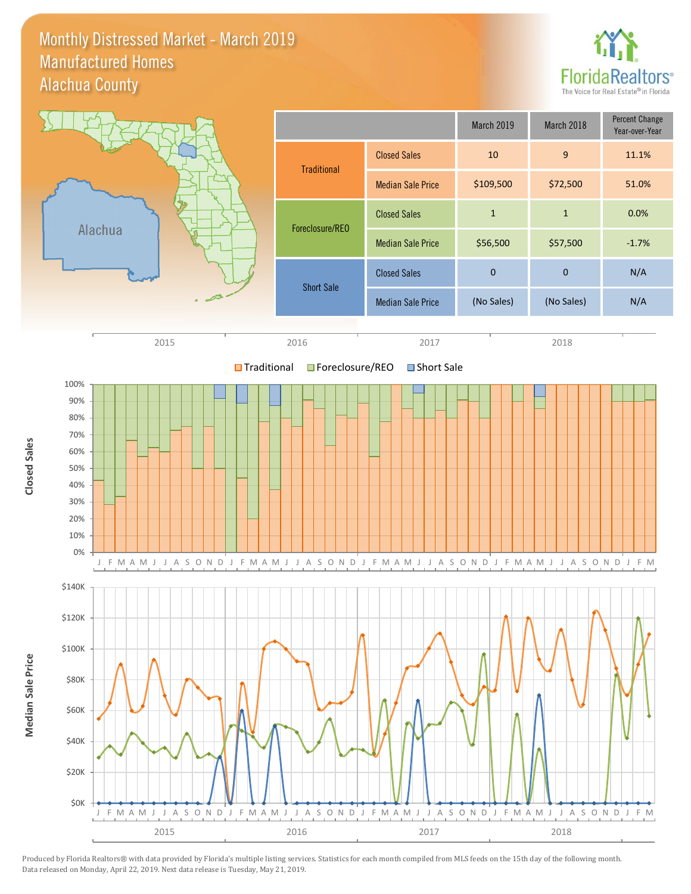# Monthly Distressed Market - March 2019
## Manufactured Homes
## Alachua County

Alachua

FloridaRealtors®
The Voice for Real Estate® in Florida

| | | March 2019 | March 2018 | Percent Change Year-over-Year |
|---|---|---|---|---|
| Traditional | Closed Sales | 10 | 9 | 11.1% |
| | Median Sale Price | $109,500 | $72,500 | 51.0% |
| Foreclosure/REO | Closed Sales | 1 | 1 | 0.0% |
| | Median Sale Price | $56,500 | $57,500 | -1.7% |
| Short Sale | Closed Sales | 0 | 0 | N/A |
| | Median Sale Price | (No Sales) | (No Sales) | N/A |

2015 2016 2017 2018

Traditional Foreclosure/REO Short Sale

Closed Sales

100% 90% 80% 70% 60% 50% 40% 30% 20% 10% 0%

J F M A M J J A S O N D J F M A M J J A S O N D J F M A M J J A S O N D J F M A M J J A S O N D J F M

Median Sale Price

$140K $120K $100K $80K $60K $40K $20K $0K

J F M A M J J A S O N D J F M A M J J A S O N D J F M A M J J A S O N D J F M A M J J A S O N D J F M

2015 2016 2017 2018

Produced by Florida Realtors® with data provided by Florida's multiple listing services. Statistics for each month compiled from MLS feeds on the 15th day of the following month. Data released on Monday, April 22, 2019. Next data release is Tuesday, May 21, 2019.